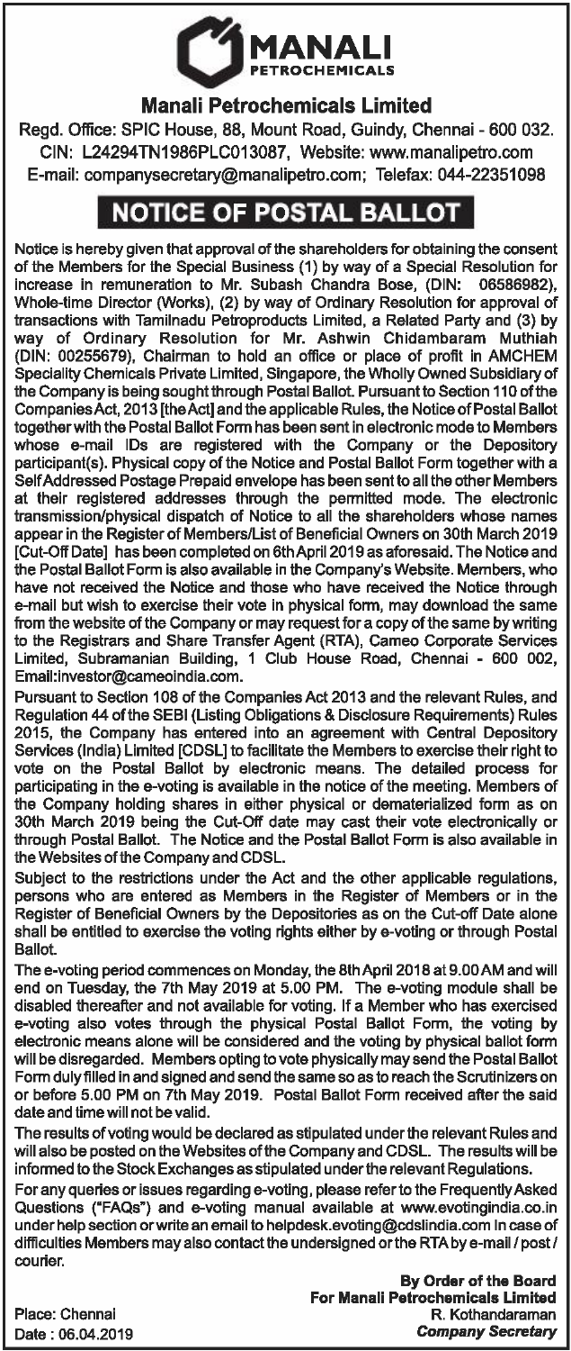# MANALI PETROCHEMICALS

## Manali Petrochemicals Limited

Regd. Office: SPIC House, 88, Mount Road, Guindy, Chennai - 600 032.
CIN: L24294TN1986PLC013087, Website: www.manalipetro.com
E-mail: companysecretary@manalipetro.com; Telefax: 044-22351098

## NOTICE OF POSTAL BALLOT

Notice is hereby given that approval of the shareholders for obtaining the consent of the Members for the Special Business (1) by way of a Special Resolution for increase in remuneration to Mr. Subash Chandra Bose, (DIN: 06586982), Whole-time Director (Works), (2) by way of Ordinary Resolution for approval of transactions with Tamilnadu Petroproducts Limited, a Related Party and (3) by way of Ordinary Resolution for Mr. Ashwin Chidambaram Muthiah (DIN: 00255679), Chairman to hold an office or place of profit in AMCHEM Speciality Chemicals Private Limited, Singapore, the Wholly Owned Subsidiary of the Company is being sought through Postal Ballot. Pursuant to Section 110 of the Companies Act, 2013 [the Act] and the applicable Rules, the Notice of Postal Ballot together with the Postal Ballot Form has been sent in electronic mode to Members whose e-mail IDs are registered with the Company or the Depository participant(s). Physical copy of the Notice and Postal Ballot Form together with a Self Addressed Postage Prepaid envelope has been sent to all the other Members at their registered addresses through the permitted mode. The electronic transmission/physical dispatch of Notice to all the shareholders whose names appear in the Register of Members/List of Beneficial Owners on 30th March 2019 [Cut-Off Date] has been completed on 6th April 2019 as aforesaid. The Notice and the Postal Ballot Form is also available in the Company's Website. Members, who have not received the Notice and those who have received the Notice through e-mail but wish to exercise their vote in physical form, may download the same from the website of the Company or may request for a copy of the same by writing to the Registrars and Share Transfer Agent (RTA), Cameo Corporate Services Limited, Subramanian Building, 1 Club House Road, Chennai - 600 002, Email:investor@cameoindia.com.

Pursuant to Section 108 of the Companies Act 2013 and the relevant Rules, and Regulation 44 of the SEBI (Listing Obligations & Disclosure Requirements) Rules 2015, the Company has entered into an agreement with Central Depository Services (India) Limited [CDSL] to facilitate the Members to exercise their right to vote on the Postal Ballot by electronic means. The detailed process for participating in the e-voting is available in the notice of the meeting. Members of the Company holding shares in either physical or dematerialized form as on 30th March 2019 being the Cut-Off date may cast their vote electronically or through Postal Ballot. The Notice and the Postal Ballot Form is also available in the Websites of the Company and CDSL.

Subject to the restrictions under the Act and the other applicable regulations, persons who are entered as Members in the Register of Members or in the Register of Beneficial Owners by the Depositories as on the Cut-off Date alone shall be entitled to exercise the voting rights either by e-voting or through Postal Ballot.

The e-voting period commences on Monday, the 8th April 2018 at 9.00 AM and will end on Tuesday, the 7th May 2019 at 5.00 PM. The e-voting module shall be disabled thereafter and not available for voting. If a Member who has exercised e-voting also votes through the physical Postal Ballot Form, the voting by electronic means alone will be considered and the voting by physical ballot form will be disregarded. Members opting to vote physically may send the Postal Ballot Form duly filled in and signed and send the same so as to reach the Scrutinizers on or before 5.00 PM on 7th May 2019. Postal Ballot Form received after the said date and time will not be valid.

The results of voting would be declared as stipulated under the relevant Rules and will also be posted on the Websites of the Company and CDSL. The results will be informed to the Stock Exchanges as stipulated under the relevant Regulations.

For any queries or issues regarding e-voting, please refer to the Frequently Asked Questions ("FAQs") and e-voting manual available at www.evotingindia.co.in under help section or write an email to helpdesk.evoting@cdslindia.com In case of difficulties Members may also contact the undersigned or the RTA by e-mail / post / courier.

**By Order of the Board**
**For Manali Petrochemicals Limited**
R. Kothandaraman
***Company Secretary***

Place: Chennai
Date : 06.04.2019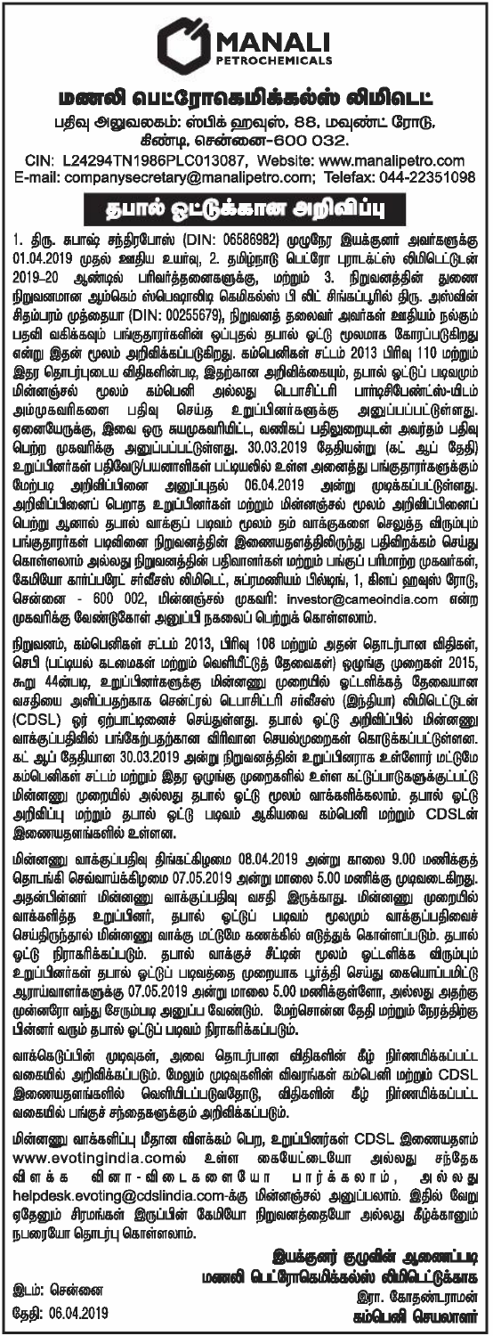# MANALI PETROCHEMICALS

## மணலி பெட்ரோகெமிக்கல்ஸ் லிமிடெட்

பதிவு அலுவலகம்: ஸ்பிக் ஹவுஸ், 88, மவுண்ட் ரோடு, கிண்டி, சென்னை-600 032.

CIN: L24294TN1986PLC013087, Website: www.manalipetro.com
E-mail: companysecretary@manalipetro.com; Telefax: 044-22351098

## தபால் ஓட்டுக்கான அறிவிப்பு

1. திரு. சுபாஷ் சந்திரபோஸ் (DIN: 06586982) முழுநேர இயக்குனர் அவர்களுக்கு 01.04.2019 முதல் ஊதிய உயர்வு, 2. தமிழ்நாடு பெட்ரோ ப்ராடக்ட்ஸ் லிமிடெட்டுடன் 2019–20 ஆண்டில் பரிவர்த்தனைகளுக்கு, மற்றும் 3. நிறுவனத்தின் துணை நிறுவனமான ஆம்கெம் ஸ்பெஷாலிடி கெமிக்கல்ஸ் பி லிட் சிங்கப்பூரில் திரு. அஸ்வின் சிதம்பரம் முத்தையா (DIN: 00255679), நிறுவனத் தலைவர் அவர்கள் ஊதியம் நல்கும் பதவி வகிக்கவும் பங்குதாரர்களின் ஒப்புதல் தபால் ஓட்டு மூலமாக கோரப்படுகிறது என்று இதன் மூலம் அறிவிக்கப்படுகிறது. கம்பெனிகள் சட்டம் 2013 பிரிவு 110 மற்றும் இதர தொடர்புடைய விதிகளின்படி, இதற்கான அறிவிக்கையும், தபால் ஓட்டுப் படிவமும் மின்னஞ்சல் மூலம் கம்பெனி அல்லது டெபாசிட்டரி பார்டிசிபேண்ட்ஸ்-யிடம் அம்முகவரிகளை பதிவு செய்த உறுப்பினர்களுக்கு அனுப்பப்பட்டுள்ளது. ஏனையோருக்கு, இவை ஒரு சுயமுகவரியிட்ட, வணிகப் பதிலுறையுடன் அவர்தம் பதிவு பெற்ற முகவரிக்கு அனுப்பப்பட்டுள்ளது. 30.03.2019 தேதியன்று (கட் ஆஃப் தேதி) உறுப்பினர்கள் பதிவேடு/பயனாளிகள் பட்டியலில் உள்ள அனைத்து பங்குதாரர்களுக்கும் மேற்படி அறிவிப்பினை அனுப்புதல் 06.04.2019 அன்று முடிக்கப்பட்டுள்ளது. அறிவிப்பினைப் பெறாத உறுப்பினர்கள் மற்றும் மின்னஞ்சல் மூலம் அறிவிப்பினைப் பெற்று ஆனால் தபால் வாக்குப் படிவம் மூலம் தம் வாக்குகளை செலுத்த விரும்பும் பங்குதாரர்கள் படிவினை நிறுவனத்தின் இணையதளத்திலிருந்து பதிவிறக்கம் செய்து கொள்ளலாம் அல்லது நிறுவனத்தின் பதிவாளர்கள் மற்றும் பங்குப் பரிமாற்ற முகவர்கள், கேமியோ கார்ப்பரேட் சர்வீசஸ் லிமிடெட், சுப்ரமணியம் பில்டிங், 1, கிளப் ஹவுஸ் ரோடு, சென்னை - 600 002, மின்னஞ்சல் முகவரி: investor@cameoindia.com என்ற முகவரிக்கு வேண்டுகோள் அனுப்பி நகலைப் பெற்றுக் கொள்ளலாம்.

நிறுவனம், கம்பெனிகள் சட்டம் 2013, பிரிவு 108 மற்றும் அதன் தொடர்பான விதிகள், செபி (பட்டியல் கடமைகள் மற்றும் வெளியீட்டுத் தேவைகள்) ஒழுங்கு முறைகள் 2015, கூறு 44ன்படி, உறுப்பினர்களுக்கு மின்னணு முறையில் ஓட்டளிக்கத் தேவையான வசதியை அளிப்பதற்காக சென்ட்ரல் டெபாசிட்டரி சர்வீசஸ் (இந்தியா) லிமிடெட்டுடன் (CDSL) ஓர் ஏற்பாட்டினைச் செய்துள்ளது. தபால் ஓட்டு அறிவிப்பில் மின்னணு வாக்குப்பதிவில் பங்கேற்பதற்கான விரிவான செயல்முறைகள் கொடுக்கப்பட்டுள்ளன. கட் ஆஃப் தேதியான 30.03.2019 அன்று நிறுவனத்தின் உறுப்பினராக உள்ளோர் மட்டுமே கம்பெனிகள் சட்டம் மற்றும் இதர ஒழுங்கு முறைகளில் உள்ள கட்டுப்பாடுகளுக்குட்பட்டு மின்னணு முறையில் அல்லது தபால் ஓட்டு மூலம் வாக்களிக்கலாம். தபால் ஓட்டு அறிவிப்பு மற்றும் தபால் ஓட்டு படிவம் ஆகியவை கம்பெனி மற்றும் CDSLன் இணையதளங்களில் உள்ளன.

மின்னணு வாக்குப்பதிவு திங்கட்கிழமை 08.04.2019 அன்று காலை 9.00 மணிக்குத் தொடங்கி செவ்வாய்க்கிழமை 07.05.2019 அன்று மாலை 5.00 மணிக்கு முடிவடைகிறது. அதன்பின்னர் மின்னணு வாக்குப்பதிவு வசதி இருக்காது. மின்னணு முறையில் வாக்களித்த உறுப்பினர், தபால் ஓட்டுப் படிவம் மூலமும் வாக்குப்பதிவைச் செய்திருந்தால் மின்னணு வாக்கு மட்டுமே கணக்கில் எடுத்துக் கொள்ளப்படும். தபால் ஓட்டு நிராகரிக்கப்படும். தபால் வாக்குச் சீட்டின் மூலம் ஓட்டளிக்க விரும்பும் உறுப்பினர்கள் தபால் ஓட்டுப் படிவத்தை முறையாக பூர்த்தி செய்து கையொப்பமிட்டு ஆராய்வாளர்களுக்கு 07.05.2019 அன்று மாலை 5.00 மணிக்குள்ளோ, அல்லது அதற்கு முன்னரோ வந்து சேரும்படி அனுப்ப வேண்டும். மேற்சொன்ன தேதி மற்றும் நேரத்திற்கு பின்னர் வரும் தபால் ஓட்டுப் படிவம் நிராகரிக்கப்படும்.

வாக்கெடுப்பின் முடிவுகள், அவை தொடர்பான விதிகளின் கீழ் நிர்ணயிக்கப்பட்ட வகையில் அறிவிக்கப்படும். மேலும் முடிவுகளின் விவரங்கள் கம்பெனி மற்றும் CDSL இணையதளங்களில் வெளியிடப்படுவதோடு, விதிகளின் கீழ் நிர்ணயிக்கப்பட்ட வகையில் பங்குச் சந்தைகளுக்கும் அறிவிக்கப்படும்.

மின்னணு வாக்களிப்பு மீதான விளக்கம் பெற, உறுப்பினர்கள் CDSL இணையதளம் www.evotingindia.comல் உள்ள கையேட்டையோ அல்லது சந்தேக விளக்க வினா-விடைகளையோ பார்க்கலாம், அல்லது helpdesk.evoting@cdslindia.com-க்கு மின்னஞ்சல் அனுப்பலாம். இதில் வேறு ஏதேனும் சிரமங்கள் இருப்பின் கேமியோ நிறுவனத்தையோ அல்லது கீழ்க்காணும் நபரையோ தொடர்பு கொள்ளலாம்.

**இயக்குனர் குழுவின் ஆணைப்படி**
**மணலி பெட்ரோகெமிக்கல்ஸ் லிமிடெட்டுக்காக**
இரா. கோதண்டராமன்
**கம்பெனி செயலாளர்**

இடம்: சென்னை
தேதி: 06.04.2019